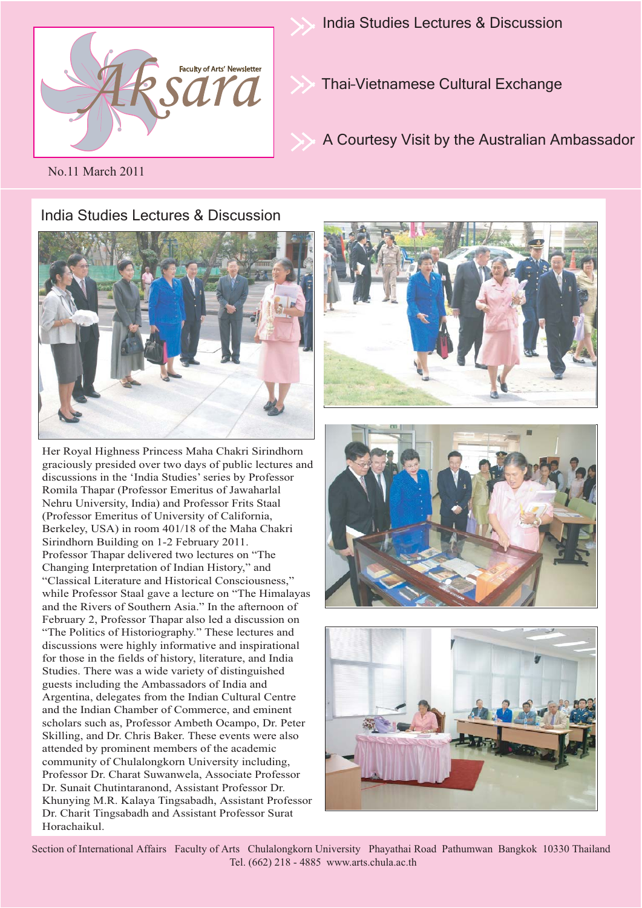# Aksara

Faculty of Arts' Newsletter

No.11 March 2011

- India Studies Lectures & Discussion
- Thai-Vietnamese Cultural Exchange
- A Courtesy Visit by the Australian Ambassador

## India Studies Lectures & Discussion

Her Royal Highness Princess Maha Chakri Sirindhorn graciously presided over two days of public lectures and discussions in the 'India Studies' series by Professor Romila Thapar (Professor Emeritus of Jawaharlal Nehru University, India) and Professor Frits Staal (Professor Emeritus of University of California, Berkeley, USA) in room 401/18 of the Maha Chakri Sirindhorn Building on 1-2 February 2011. Professor Thapar delivered two lectures on "The Changing Interpretation of Indian History," and "Classical Literature and Historical Consciousness," while Professor Staal gave a lecture on "The Himalayas and the Rivers of Southern Asia." In the afternoon of February 2, Professor Thapar also led a discussion on "The Politics of Historiography." These lectures and discussions were highly informative and inspirational for those in the fields of history, literature, and India Studies. There was a wide variety of distinguished guests including the Ambassadors of India and Argentina, delegates from the Indian Cultural Centre and the Indian Chamber of Commerce, and eminent scholars such as, Professor Ambeth Ocampo, Dr. Peter Skilling, and Dr. Chris Baker. These events were also attended by prominent members of the academic community of Chulalongkorn University including, Professor Dr. Charat Suwanwela, Associate Professor Dr. Sunait Chutintaranond, Assistant Professor Dr. Khunying M.R. Kalaya Tingsabadh, Assistant Professor Dr. Charit Tingsabadh and Assistant Professor Surat Horachaikul.

Section of International Affairs Faculty of Arts Chulalongkorn University Phayathai Road Pathumwan Bangkok 10330 Thailand
Tel. (662) 218 - 4885 www.arts.chula.ac.th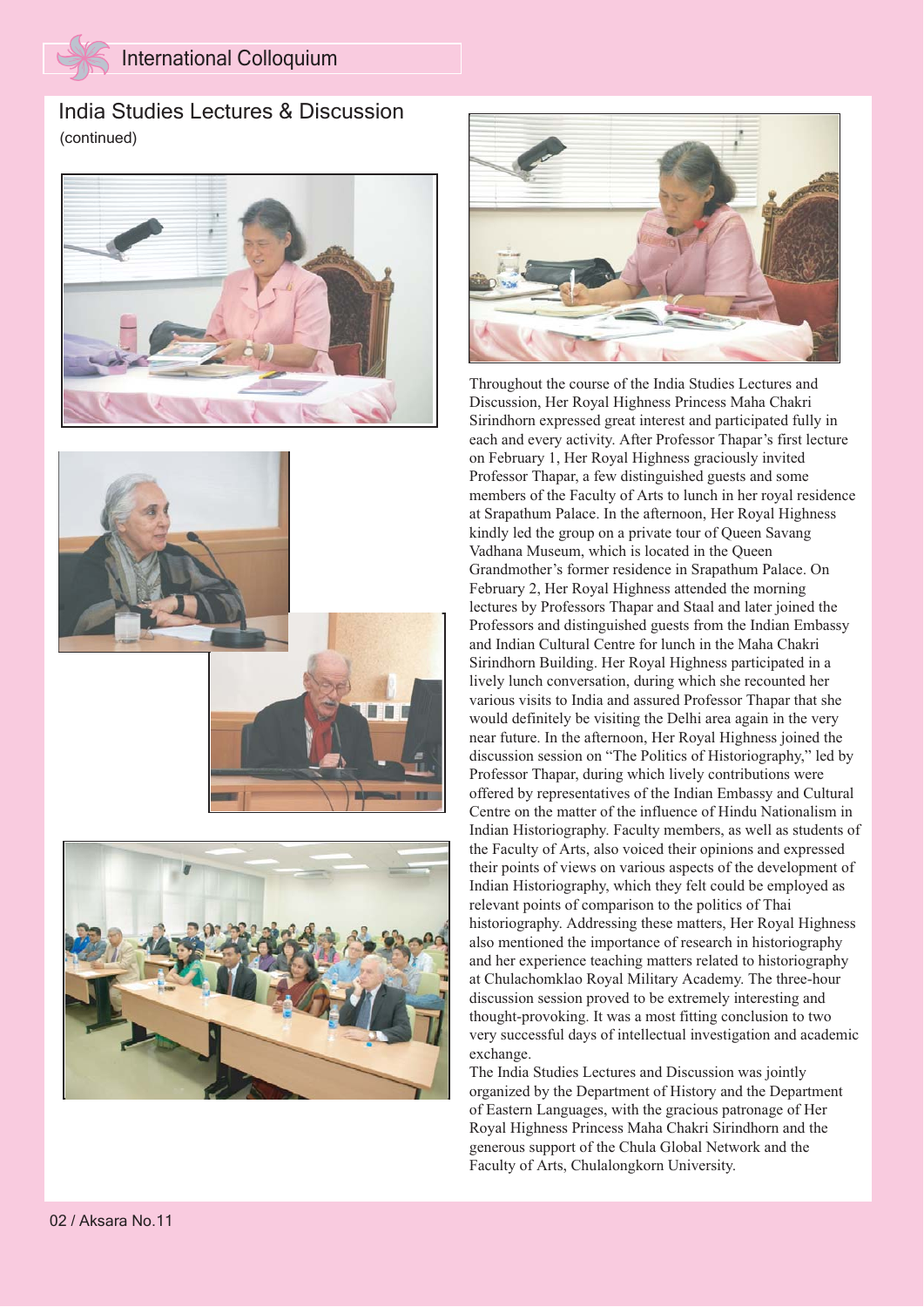## India Studies Lectures & Discussion

(continued)

Throughout the course of the India Studies Lectures and Discussion, Her Royal Highness Princess Maha Chakri Sirindhorn expressed great interest and participated fully in each and every activity. After Professor Thapar's first lecture on February 1, Her Royal Highness graciously invited Professor Thapar, a few distinguished guests and some members of the Faculty of Arts to lunch in her royal residence at Srapathum Palace. In the afternoon, Her Royal Highness kindly led the group on a private tour of Queen Savang Vadhana Museum, which is located in the Queen Grandmother's former residence in Srapathum Palace. On February 2, Her Royal Highness attended the morning lectures by Professors Thapar and Staal and later joined the Professors and distinguished guests from the Indian Embassy and Indian Cultural Centre for lunch in the Maha Chakri Sirindhorn Building. Her Royal Highness participated in a lively lunch conversation, during which she recounted her various visits to India and assured Professor Thapar that she would definitely be visiting the Delhi area again in the very near future. In the afternoon, Her Royal Highness joined the discussion session on "The Politics of Historiography," led by Professor Thapar, during which lively contributions were offered by representatives of the Indian Embassy and Cultural Centre on the matter of the influence of Hindu Nationalism in Indian Historiography. Faculty members, as well as students of the Faculty of Arts, also voiced their opinions and expressed their points of views on various aspects of the development of Indian Historiography, which they felt could be employed as relevant points of comparison to the politics of Thai historiography. Addressing these matters, Her Royal Highness also mentioned the importance of research in historiography and her experience teaching matters related to historiography at Chulachomklao Royal Military Academy. The three-hour discussion session proved to be extremely interesting and thought-provoking. It was a most fitting conclusion to two very successful days of intellectual investigation and academic exchange.

The India Studies Lectures and Discussion was jointly organized by the Department of History and the Department of Eastern Languages, with the gracious patronage of Her Royal Highness Princess Maha Chakri Sirindhorn and the generous support of the Chula Global Network and the Faculty of Arts, Chulalongkorn University.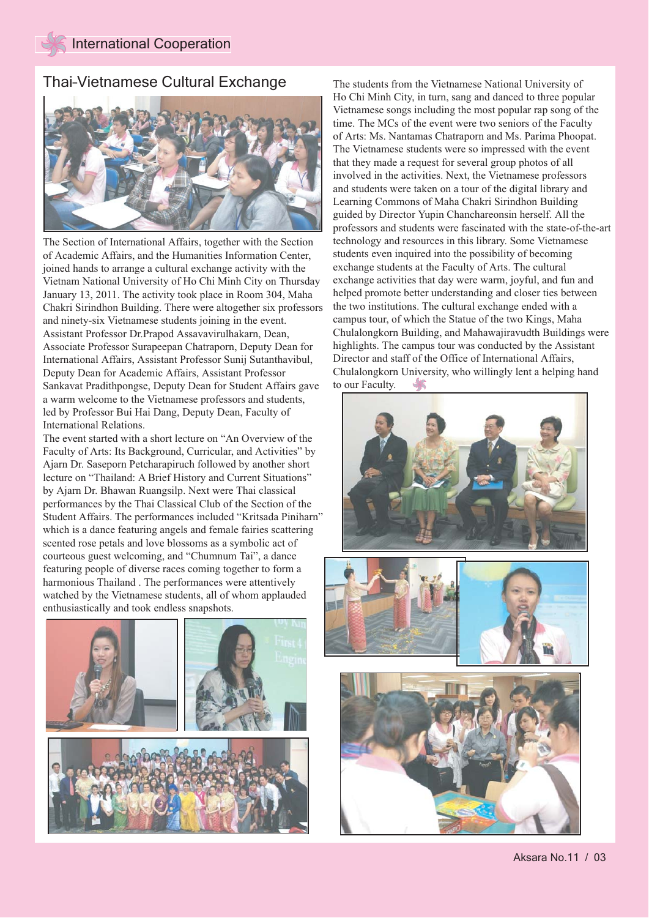# International Cooperation

## Thai-Vietnamese Cultural Exchange

The Section of International Affairs, together with the Section of Academic Affairs, and the Humanities Information Center, joined hands to arrange a cultural exchange activity with the Vietnam National University of Ho Chi Minh City on Thursday January 13, 2011. The activity took place in Room 304, Maha Chakri Sirindhon Building. There were altogether six professors and ninety-six Vietnamese students joining in the event. Assistant Professor Dr.Prapod Assavavirulhakarn, Dean, Associate Professor Surapeepan Chatraporn, Deputy Dean for International Affairs, Assistant Professor Sunij Sutanthavibul, Deputy Dean for Academic Affairs, Assistant Professor Sankavat Pradithpongse, Deputy Dean for Student Affairs gave a warm welcome to the Vietnamese professors and students, led by Professor Bui Hai Dang, Deputy Dean, Faculty of International Relations.

The event started with a short lecture on "An Overview of the Faculty of Arts: Its Background, Curricular, and Activities" by Ajarn Dr. Saseporn Petcharapiruch followed by another short lecture on "Thailand: A Brief History and Current Situations" by Ajarn Dr. Bhawan Ruangsilp. Next were Thai classical performances by the Thai Classical Club of the Section of the Student Affairs. The performances included "Kritsada Piniharn" which is a dance featuring angels and female fairies scattering scented rose petals and love blossoms as a symbolic act of courteous guest welcoming, and "Chumnum Tai", a dance featuring people of diverse races coming together to form a harmonious Thailand . The performances were attentively watched by the Vietnamese students, all of whom applauded enthusiastically and took endless snapshots.

The students from the Vietnamese National University of Ho Chi Minh City, in turn, sang and danced to three popular Vietnamese songs including the most popular rap song of the time. The MCs of the event were two seniors of the Faculty of Arts: Ms. Nantamas Chatraporn and Ms. Parima Phoopat. The Vietnamese students were so impressed with the event that they made a request for several group photos of all involved in the activities. Next, the Vietnamese professors and students were taken on a tour of the digital library and Learning Commons of Maha Chakri Sirindhon Building guided by Director Yupin Chanchareonsin herself. All the professors and students were fascinated with the state-of-the-art technology and resources in this library. Some Vietnamese students even inquired into the possibility of becoming exchange students at the Faculty of Arts. The cultural exchange activities that day were warm, joyful, and fun and helped promote better understanding and closer ties between the two institutions. The cultural exchange ended with a campus tour, of which the Statue of the two Kings, Maha Chulalongkorn Building, and Mahawajiravudth Buildings were highlights. The campus tour was conducted by the Assistant Director and staff of the Office of International Affairs, Chulalongkorn University, who willingly lent a helping hand to our Faculty.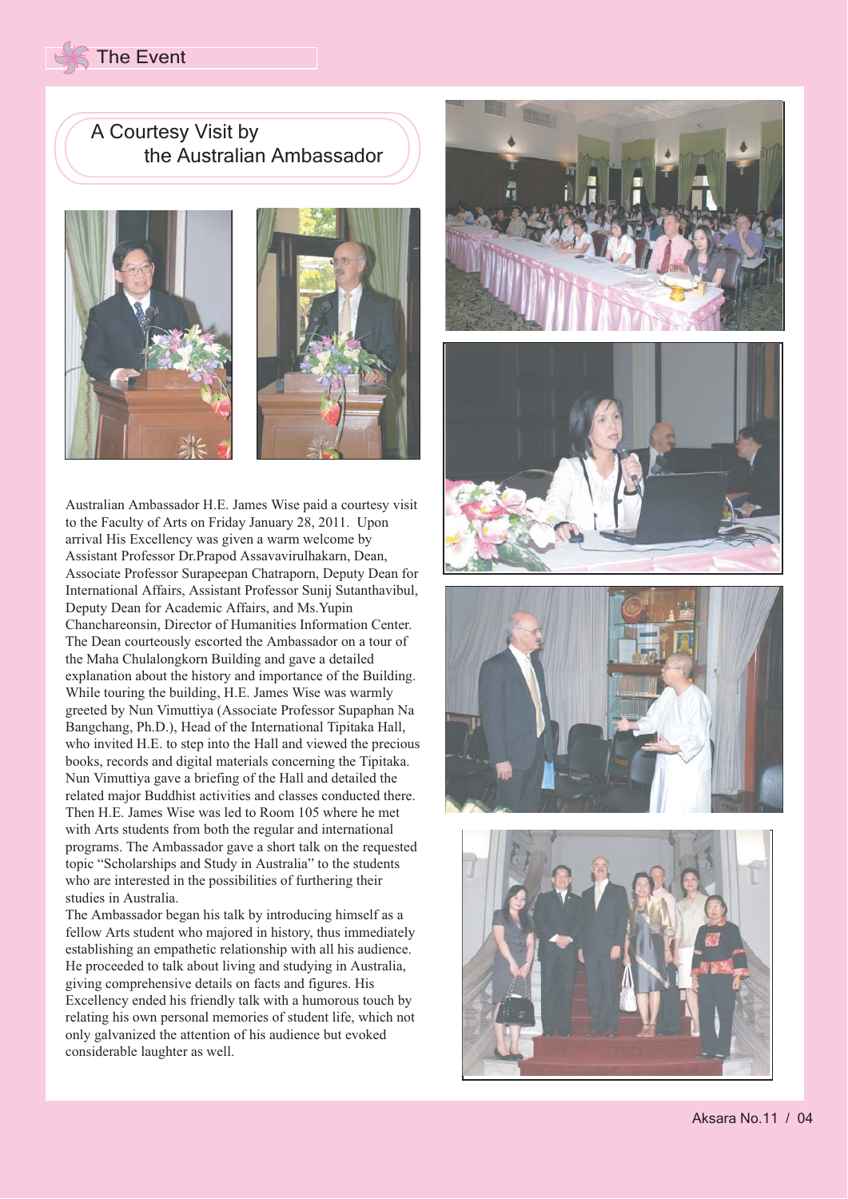# A Courtesy Visit by the Australian Ambassador

Australian Ambassador H.E. James Wise paid a courtesy visit to the Faculty of Arts on Friday January 28, 2011. Upon arrival His Excellency was given a warm welcome by Assistant Professor Dr.Prapod Assavavirulhakarn, Dean, Associate Professor Surapeepan Chatraporn, Deputy Dean for International Affairs, Assistant Professor Sunij Sutanthavibul, Deputy Dean for Academic Affairs, and Ms.Yupin Chanchareonsin, Director of Humanities Information Center. The Dean courteously escorted the Ambassador on a tour of the Maha Chulalongkorn Building and gave a detailed explanation about the history and importance of the Building. While touring the building, H.E. James Wise was warmly greeted by Nun Vimuttiya (Associate Professor Supaphan Na Bangchang, Ph.D.), Head of the International Tipitaka Hall, who invited H.E. to step into the Hall and viewed the precious books, records and digital materials concerning the Tipitaka. Nun Vimuttiya gave a briefing of the Hall and detailed the related major Buddhist activities and classes conducted there. Then H.E. James Wise was led to Room 105 where he met with Arts students from both the regular and international programs. The Ambassador gave a short talk on the requested topic "Scholarships and Study in Australia" to the students who are interested in the possibilities of furthering their studies in Australia.

The Ambassador began his talk by introducing himself as a fellow Arts student who majored in history, thus immediately establishing an empathetic relationship with all his audience. He proceeded to talk about living and studying in Australia, giving comprehensive details on facts and figures. His Excellency ended his friendly talk with a humorous touch by relating his own personal memories of student life, which not only galvanized the attention of his audience but evoked considerable laughter as well.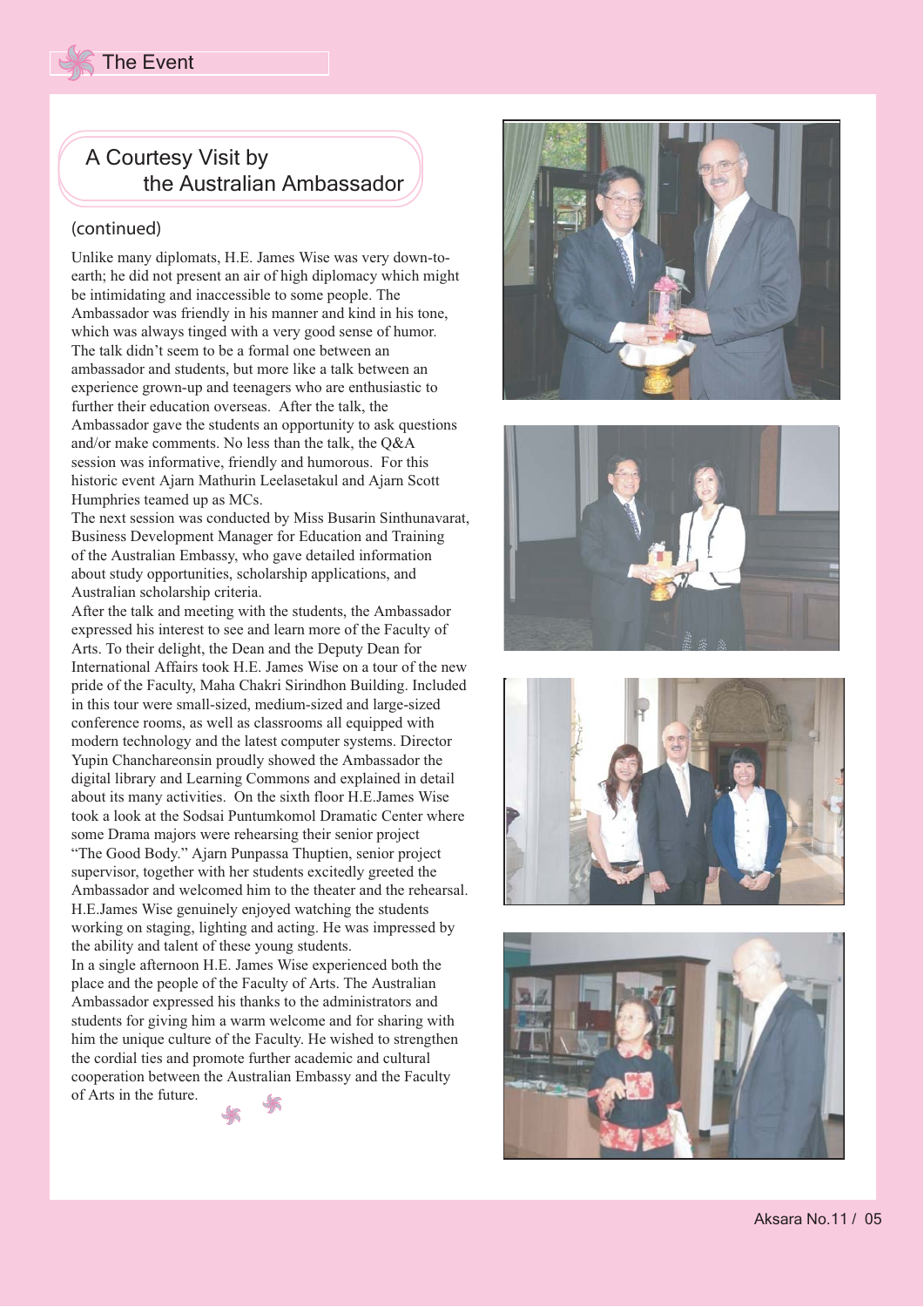## A Courtesy Visit by the Australian Ambassador

(continued)

Unlike many diplomats, H.E. James Wise was very down-to-earth; he did not present an air of high diplomacy which might be intimidating and inaccessible to some people. The Ambassador was friendly in his manner and kind in his tone, which was always tinged with a very good sense of humor. The talk didn't seem to be a formal one between an ambassador and students, but more like a talk between an experience grown-up and teenagers who are enthusiastic to further their education overseas. After the talk, the Ambassador gave the students an opportunity to ask questions and/or make comments. No less than the talk, the Q&A session was informative, friendly and humorous. For this historic event Ajarn Mathurin Leelasetakul and Ajarn Scott Humphries teamed up as MCs.

The next session was conducted by Miss Busarin Sinthunavarat, Business Development Manager for Education and Training of the Australian Embassy, who gave detailed information about study opportunities, scholarship applications, and Australian scholarship criteria.

After the talk and meeting with the students, the Ambassador expressed his interest to see and learn more of the Faculty of Arts. To their delight, the Dean and the Deputy Dean for International Affairs took H.E. James Wise on a tour of the new pride of the Faculty, Maha Chakri Sirindhon Building. Included in this tour were small-sized, medium-sized and large-sized conference rooms, as well as classrooms all equipped with modern technology and the latest computer systems. Director Yupin Chanchareonsin proudly showed the Ambassador the digital library and Learning Commons and explained in detail about its many activities. On the sixth floor H.E.James Wise took a look at the Sodsai Puntumkomol Dramatic Center where some Drama majors were rehearsing their senior project "The Good Body." Ajarn Punpassa Thuptien, senior project supervisor, together with her students excitedly greeted the Ambassador and welcomed him to the theater and the rehearsal. H.E.James Wise genuinely enjoyed watching the students working on staging, lighting and acting. He was impressed by the ability and talent of these young students.

In a single afternoon H.E. James Wise experienced both the place and the people of the Faculty of Arts. The Australian Ambassador expressed his thanks to the administrators and students for giving him a warm welcome and for sharing with him the unique culture of the Faculty. He wished to strengthen the cordial ties and promote further academic and cultural cooperation between the Australian Embassy and the Faculty of Arts in the future.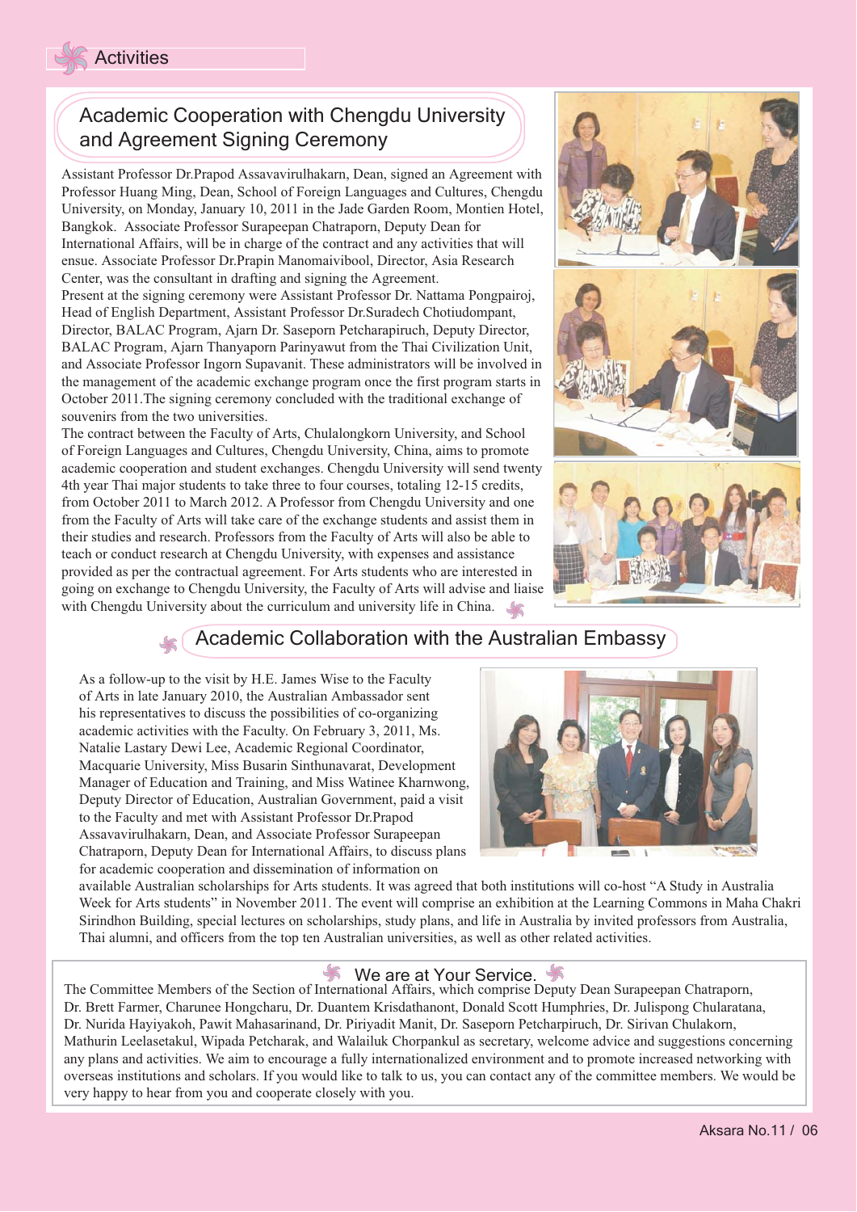## Activities

## Academic Cooperation with Chengdu University and Agreement Signing Ceremony

Assistant Professor Dr.Prapod Assavavirulhakarn, Dean, signed an Agreement with Professor Huang Ming, Dean, School of Foreign Languages and Cultures, Chengdu University, on Monday, January 10, 2011 in the Jade Garden Room, Montien Hotel, Bangkok. Associate Professor Surapeepan Chatraporn, Deputy Dean for International Affairs, will be in charge of the contract and any activities that will ensue. Associate Professor Dr.Prapin Manomaivibool, Director, Asia Research Center, was the consultant in drafting and signing the Agreement.

Present at the signing ceremony were Assistant Professor Dr. Nattama Pongpairoj, Head of English Department, Assistant Professor Dr.Suradech Chotiudompant, Director, BALAC Program, Ajarn Dr. Saseporn Petcharapiruch, Deputy Director, BALAC Program, Ajarn Thanyaporn Parinyawut from the Thai Civilization Unit, and Associate Professor Ingorn Supavanit. These administrators will be involved in the management of the academic exchange program once the first program starts in October 2011.The signing ceremony concluded with the traditional exchange of souvenirs from the two universities.

The contract between the Faculty of Arts, Chulalongkorn University, and School of Foreign Languages and Cultures, Chengdu University, China, aims to promote academic cooperation and student exchanges. Chengdu University will send twenty 4th year Thai major students to take three to four courses, totaling 12-15 credits, from October 2011 to March 2012. A Professor from Chengdu University and one from the Faculty of Arts will take care of the exchange students and assist them in their studies and research. Professors from the Faculty of Arts will also be able to teach or conduct research at Chengdu University, with expenses and assistance provided as per the contractual agreement. For Arts students who are interested in going on exchange to Chengdu University, the Faculty of Arts will advise and liaise with Chengdu University about the curriculum and university life in China.

## Academic Collaboration with the Australian Embassy

As a follow-up to the visit by H.E. James Wise to the Faculty of Arts in late January 2010, the Australian Ambassador sent his representatives to discuss the possibilities of co-organizing academic activities with the Faculty. On February 3, 2011, Ms. Natalie Lastary Dewi Lee, Academic Regional Coordinator, Macquarie University, Miss Busarin Sinthunavarat, Development Manager of Education and Training, and Miss Watinee Kharnwong, Deputy Director of Education, Australian Government, paid a visit to the Faculty and met with Assistant Professor Dr.Prapod Assavavirulhakarn, Dean, and Associate Professor Surapeepan Chatraporn, Deputy Dean for International Affairs, to discuss plans for academic cooperation and dissemination of information on available Australian scholarships for Arts students. It was agreed that both institutions will co-host "A Study in Australia Week for Arts students" in November 2011. The event will comprise an exhibition at the Learning Commons in Maha Chakri Sirindhon Building, special lectures on scholarships, study plans, and life in Australia by invited professors from Australia, Thai alumni, and officers from the top ten Australian universities, as well as other related activities.

### We are at Your Service.

The Committee Members of the Section of International Affairs, which comprise Deputy Dean Surapeepan Chatraporn, Dr. Brett Farmer, Charunee Hongcharu, Dr. Duantem Krisdathanont, Donald Scott Humphries, Dr. Julispong Chularatana, Dr. Nurida Hayiyakoh, Pawit Mahasarinand, Dr. Piriyadit Manit, Dr. Saseporn Petcharpiruch, Dr. Sirivan Chulakorn, Mathurin Leelasetakul, Wipada Petcharak, and Walailuk Chorpankul as secretary, welcome advice and suggestions concerning any plans and activities. We aim to encourage a fully internationalized environment and to promote increased networking with overseas institutions and scholars. If you would like to talk to us, you can contact any of the committee members. We would be very happy to hear from you and cooperate closely with you.